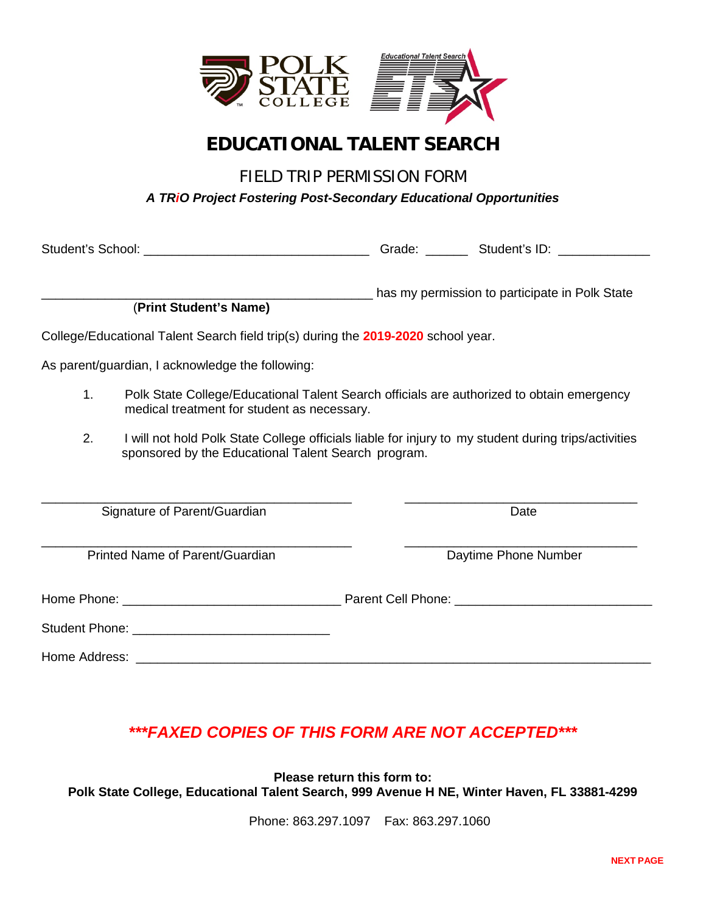# EDUCATIONAL TALENT SEARCH

## FIELD TRIP PERMISSION FORM

***A TRiO Project Fostering Post-Secondary Educational Opportunities***

Student's School: ________________________________ Grade: ______ Student's ID: _____________

_______________________________________________ has my permission to participate in Polk State
(**Print Student's Name)**

College/Educational Talent Search field trip(s) during the **2019-2020** school year.

As parent/guardian, I acknowledge the following:

1. Polk State College/Educational Talent Search officials are authorized to obtain emergency medical treatment for student as necessary.

2. I will not hold Polk State College officials liable for injury to my student during trips/activities sponsored by the Educational Talent Search program.

_____________________________________________ _________________________________
Signature of Parent/Guardian Date

_____________________________________________ _________________________________
Printed Name of Parent/Guardian Daytime Phone Number

Home Phone: _______________________________ Parent Cell Phone: ____________________________

Student Phone: ____________________________

Home Address: __________________________________________________________________________

***\*\*\*FAXED COPIES OF THIS FORM ARE NOT ACCEPTED\*\*\****

**Please return this form to:**
**Polk State College, Educational Talent Search, 999 Avenue H NE, Winter Haven, FL 33881-4299**

Phone: 863.297.1097 Fax: 863.297.1060

**NEXT PAGE**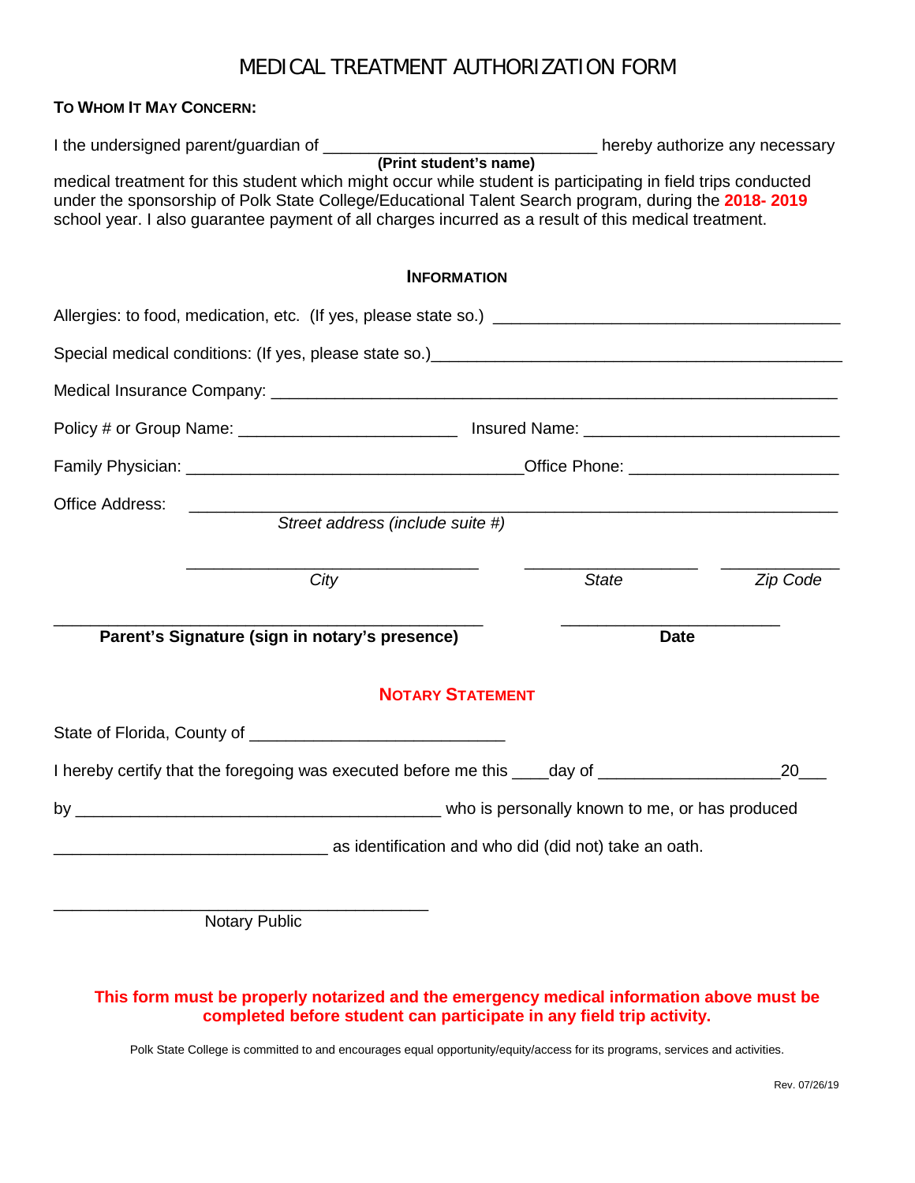# MEDICAL TREATMENT AUTHORIZATION FORM

**TO WHOM IT MAY CONCERN:**

I the undersigned parent/guardian of ______________________________ hereby authorize any necessary
**(Print student's name)**
medical treatment for this student which might occur while student is participating in field trips conducted under the sponsorship of Polk State College/Educational Talent Search program, during the **2018- 2019** school year. I also guarantee payment of all charges incurred as a result of this medical treatment.

## INFORMATION

Allergies: to food, medication, etc. (If yes, please state so.) ______________________________________

Special medical conditions: (If yes, please state so.)______________________________________________

Medical Insurance Company: ___________________________________________________________

Policy # or Group Name: ________________________ Insured Name: ____________________________

Family Physician: _____________________________________Office Phone: ______________________

Office Address: ____________________________________________________________________
*Street address (include suite #)*

________________________________ __________________ ____________
*City* *State* *Zip Code*

_______________________________________________ _______________________
**Parent's Signature (sign in notary's presence)** **Date**

## NOTARY STATEMENT

State of Florida, County of ___________________________

I hereby certify that the foregoing was executed before me this ____day of ____________________20___

by _______________________________________ who is personally known to me, or has produced

______________________________ as identification and who did (did not) take an oath.

_________________________________________
Notary Public

**This form must be properly notarized and the emergency medical information above must be completed before student can participate in any field trip activity.**

Polk State College is committed to and encourages equal opportunity/equity/access for its programs, services and activities.

Rev. 07/26/19